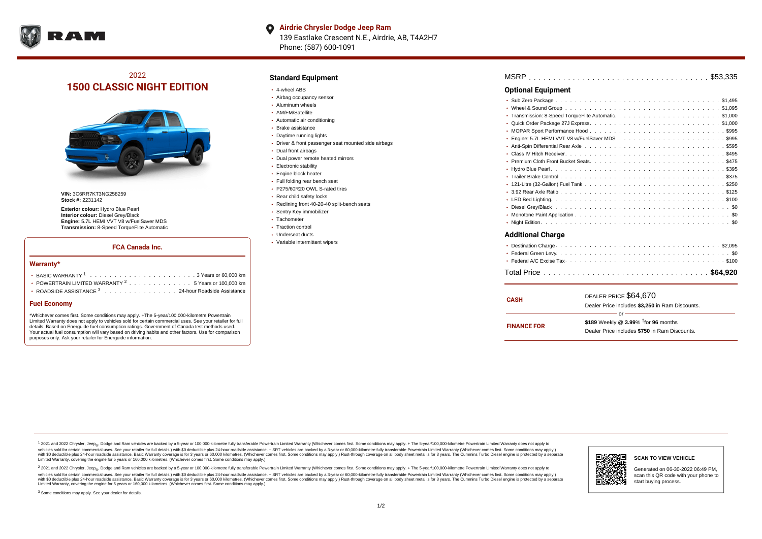**Airdrie Chrysler Dodge Jeep Ram**
139 Eastlake Crescent N.E., Airdrie, AB, T4A2H7
Phone: (587) 600-1091

2022
# 1500 CLASSIC NIGHT EDITION

**VIN:** 3C6RR7KT3NG258259
**Stock #:** 2231142

**Exterior colour:** Hydro Blue Pearl
**Interior colour:** Diesel Grey/Black
**Engine:** 5.7L HEMI VVT V8 w/FuelSaver MDS
**Transmission:** 8-Speed TorqueFlite Automatic

### FCA Canada Inc.

#### Warranty*

- BASIC WARRANTY [1] . . . . . 3 Years or 60,000 km
- POWERTRAIN LIMITED WARRANTY [2] . . . . . 5 Years or 100,000 km
- ROADSIDE ASSISTANCE [3] . . . . . 24-hour Roadside Assistance

#### Fuel Economy

*Whichever comes first. Some conditions may apply. +The 5-year/100,000-kilometre Powertrain Limited Warranty does not apply to vehicles sold for certain commercial uses. See your retailer for full details. Based on Energuide fuel consumption ratings. Government of Canada test methods used. Your actual fuel consumption will vary based on driving habits and other factors. Use for comparison purposes only. Ask your retailer for Energuide information.

## Standard Equipment

- 4-wheel ABS
- Airbag occupancy sensor
- Aluminum wheels
- AM/FM/Satellite
- Automatic air conditioning
- Brake assistance
- Daytime running lights
- Driver & front passenger seat mounted side airbags
- Dual front airbags
- Dual power remote heated mirrors
- Electronic stability
- Engine block heater
- Full folding rear bench seat
- P275/60R20 OWL S-rated tires
- Rear child safety locks
- Reclining front 40-20-40 split-bench seats
- Sentry Key immobilizer
- Tachometer
- Traction control
- Underseat ducts
- Variable intermittent wipers

MSRP . . . . . $53,335

## Optional Equipment

| Item | Price |
|---|---|
| Sub Zero Package | $1,495 |
| Wheel & Sound Group | $1,095 |
| Transmission: 8-Speed TorqueFlite Automatic | $1,000 |
| Quick Order Package 27J Express | $1,000 |
| MOPAR Sport Performance Hood | $995 |
| Engine: 5.7L HEMI VVT V8 w/FuelSaver MDS | $995 |
| Anti-Spin Differential Rear Axle | $595 |
| Class IV Hitch Receiver | $495 |
| Premium Cloth Front Bucket Seats | $475 |
| Hydro Blue Pearl | $395 |
| Trailer Brake Control | $375 |
| 121-Litre (32-Gallon) Fuel Tank | $250 |
| 3.92 Rear Axle Ratio | $125 |
| LED Bed Lighting | $100 |
| Diesel Grey/Black | $0 |
| Monotone Paint Application | $0 |
| Night Edition | $0 |

## Additional Charge

| Item | Price |
|---|---|
| Destination Charge | $2,095 |
| Federal Green Levy | $0 |
| Federal A/C Excise Tax | $100 |

Total Price . . . . . **$64,920**

**CASH** — DEALER PRICE $64,670
Dealer Price includes **$3,250** in Ram Discounts.

or

**FINANCE FOR** — **$189** Weekly @ **3.99**% †for **96** months
Dealer Price includes **$750** in Ram Discounts.

[1] 2021 and 2022 Chrysler, Jeep®, Dodge and Ram vehicles are backed by a 5-year or 100,000-kilometre fully transferable Powertrain Limited Warranty (Whichever comes first. Some conditions may apply. + The 5-year/100,000-kilometre Powertrain Limited Warranty does not apply to vehicles sold for certain commercial uses. See your retailer for full details.) with $0 deductible plus 24-hour roadside assistance. + SRT vehicles are backed by a 3-year or 60,000-kilometre fully transferable Powertrain Limited Warranty (Whichever comes first. Some conditions may apply.) with $0 deductible plus 24-hour roadside assistance. Basic Warranty coverage is for 3 years or 60,000 kilometres. (Whichever comes first. Some conditions may apply.) Rust-through coverage on all body sheet metal is for 3 years. The Cummins Turbo Diesel engine is protected by a separate Limited Warranty, covering the engine for 5 years or 160,000 kilometres. (Whichever comes first. Some conditions may apply.)

[2] 2021 and 2022 Chrysler, Jeep®, Dodge and Ram vehicles are backed by a 5-year or 100,000-kilometre fully transferable Powertrain Limited Warranty (Whichever comes first. Some conditions may apply. + The 5-year/100,000-kilometre Powertrain Limited Warranty does not apply to vehicles sold for certain commercial uses. See your retailer for full details.) with $0 deductible plus 24-hour roadside assistance. + SRT vehicles are backed by a 3-year or 60,000-kilometre fully transferable Powertrain Limited Warranty (Whichever comes first. Some conditions may apply.) with $0 deductible plus 24-hour roadside assistance. Basic Warranty coverage is for 3 years or 60,000 kilometres. (Whichever comes first. Some conditions may apply.) Rust-through coverage on all body sheet metal is for 3 years. The Cummins Turbo Diesel engine is protected by a separate Limited Warranty, covering the engine for 5 years or 160,000 kilometres. (Whichever comes first. Some conditions may apply.)

[3] Some conditions may apply. See your dealer for details.

**SCAN TO VIEW VEHICLE**

Generated on 06-30-2022 06:49 PM, scan this QR code with your phone to start buying process.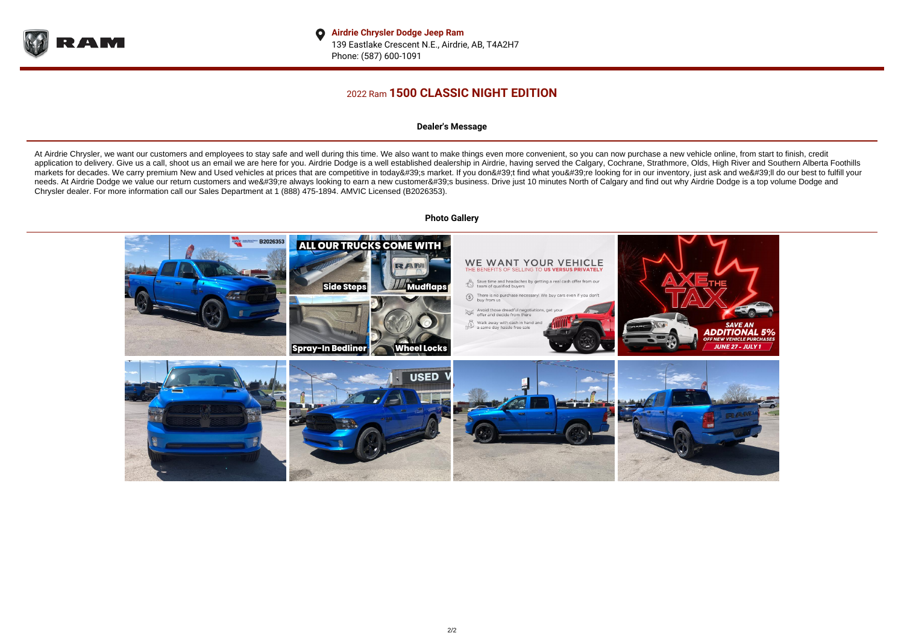**Airdrie Chrysler Dodge Jeep Ram**
139 Eastlake Crescent N.E., Airdrie, AB, T4A2H7
Phone: (587) 600-1091

# 2022 Ram **1500 CLASSIC NIGHT EDITION**

## Dealer's Message

At Airdrie Chrysler, we want our customers and employees to stay safe and well during this time. We also want to make things even more convenient, so you can now purchase a new vehicle online, from start to finish, credit application to delivery. Give us a call, shoot us an email we are here for you. Airdrie Dodge is a well established dealership in Airdrie, having served the Calgary, Cochrane, Strathmore, Olds, High River and Southern Alberta Foothills markets for decades. We carry premium New and Used vehicles at prices that are competitive in today&#39;s market. If you don&#39;t find what you&#39;re looking for in our inventory, just ask and we&#39;ll do our best to fulfill your needs. At Airdrie Dodge we value our return customers and we&#39;re always looking to earn a new customer&#39;s business. Drive just 10 minutes North of Calgary and find out why Airdrie Dodge is a top volume Dodge and Chrysler dealer. For more information call our Sales Department at 1 (888) 475-1894. AMVIC Licensed (B2026353).

## Photo Gallery